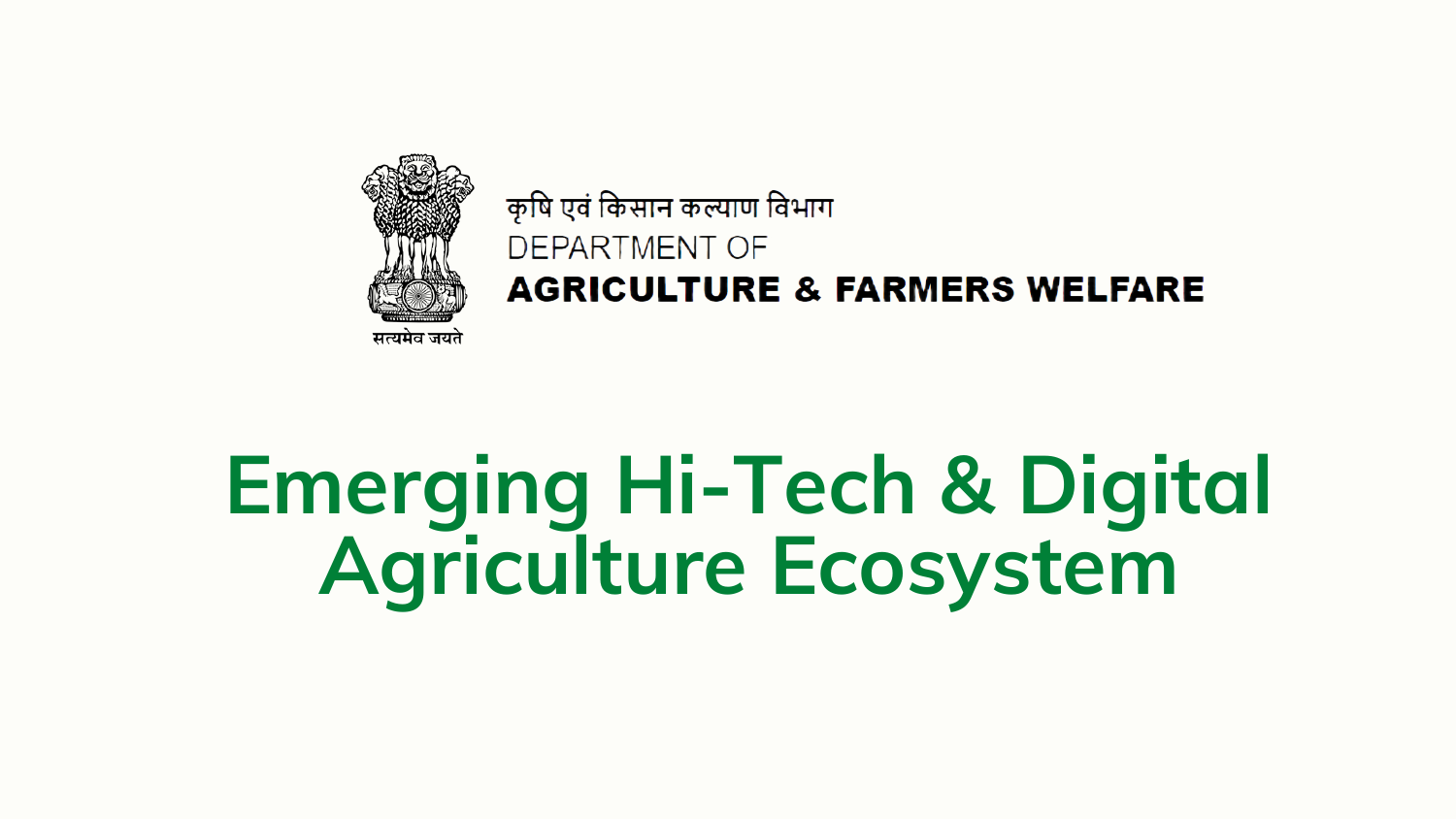सत्यमेव जयते

कृषि एवं किसान कल्याण विभाग
DEPARTMENT OF
**AGRICULTURE & FARMERS WELFARE**

# Emerging Hi-Tech & Digital Agriculture Ecosystem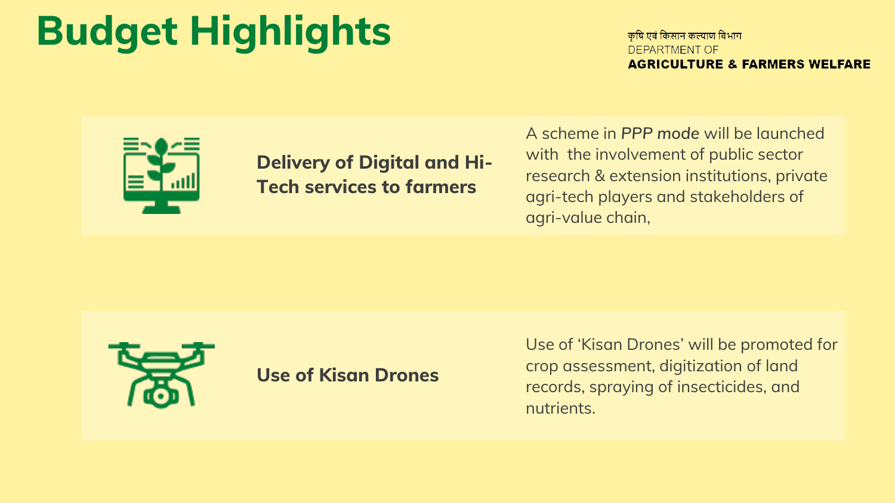# Budget Highlights

कृषि एवं किसान कल्याण विभाग
DEPARTMENT OF
**AGRICULTURE & FARMERS WELFARE**

## Delivery of Digital and Hi-Tech services to farmers

A scheme in *PPP mode* will be launched with the involvement of public sector research & extension institutions, private agri-tech players and stakeholders of agri-value chain,

## Use of Kisan Drones

Use of 'Kisan Drones' will be promoted for crop assessment, digitization of land records, spraying of insecticides, and nutrients.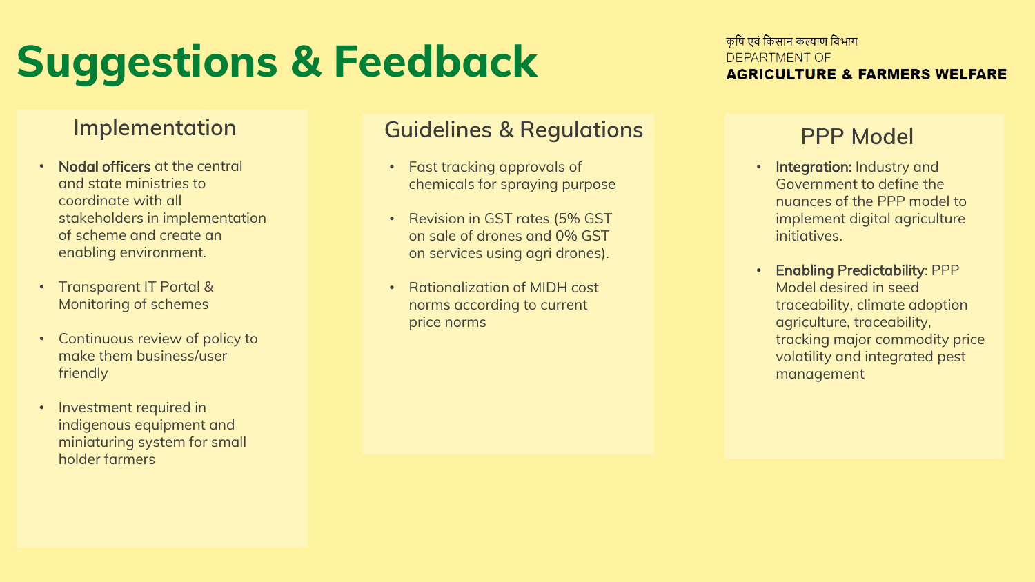# Suggestions & Feedback

कृषि एवं किसान कल्याण विभाग
DEPARTMENT OF
**AGRICULTURE & FARMERS WELFARE**

## Implementation

- **Nodal officers** at the central and state ministries to coordinate with all stakeholders in implementation of scheme and create an enabling environment.
- Transparent IT Portal & Monitoring of schemes
- Continuous review of policy to make them business/user friendly
- Investment required in indigenous equipment and miniaturing system for small holder farmers

## Guidelines & Regulations

- Fast tracking approvals of chemicals for spraying purpose
- Revision in GST rates (5% GST on sale of drones and 0% GST on services using agri drones).
- Rationalization of MIDH cost norms according to current price norms

## PPP Model

- **Integration:** Industry and Government to define the nuances of the PPP model to implement digital agriculture initiatives.
- **Enabling Predictability**: PPP Model desired in seed traceability, climate adoption agriculture, traceability, tracking major commodity price volatility and integrated pest management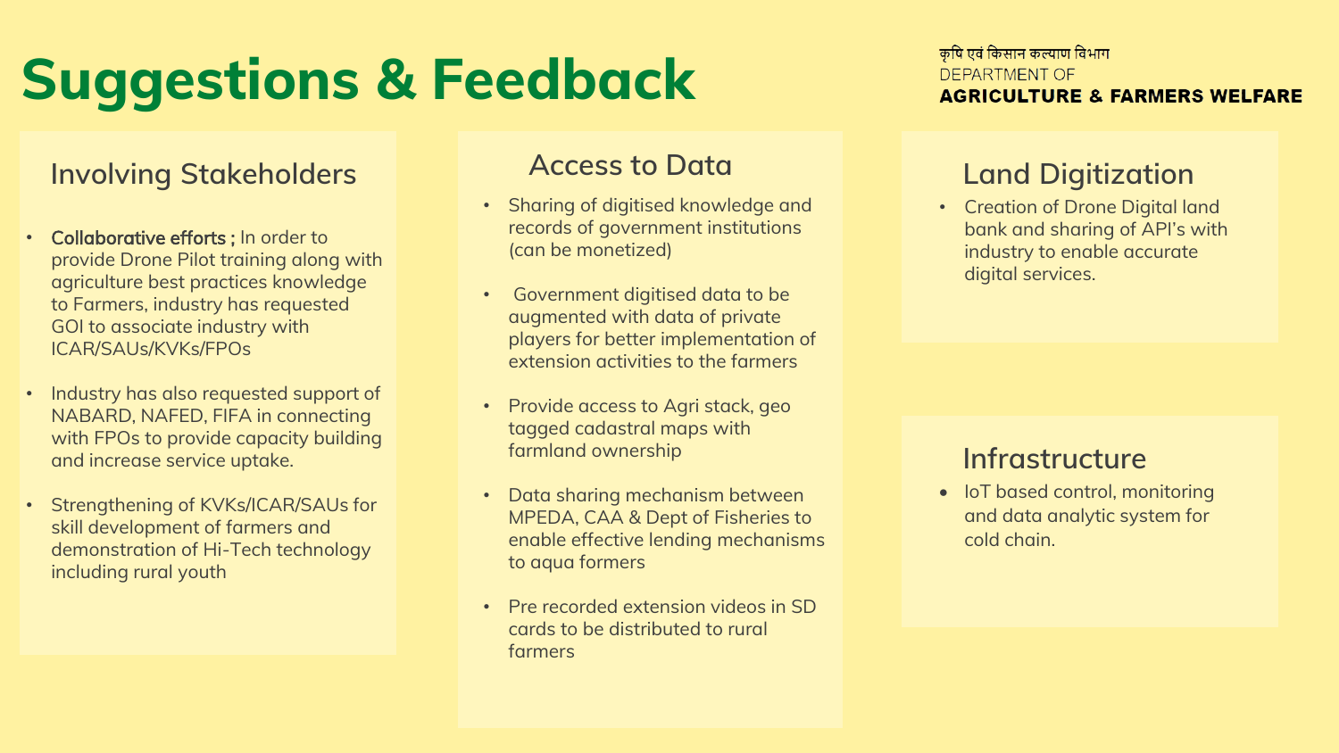# Suggestions & Feedback

कृषि एवं किसान कल्याण विभाग
DEPARTMENT OF
**AGRICULTURE & FARMERS WELFARE**

## Involving Stakeholders

- **Collaborative efforts ;** In order to provide Drone Pilot training along with agriculture best practices knowledge to Farmers, industry has requested GOI to associate industry with ICAR/SAUs/KVKs/FPOs
- Industry has also requested support of NABARD, NAFED, FIFA in connecting with FPOs to provide capacity building and increase service uptake.
- Strengthening of KVKs/ICAR/SAUs for skill development of farmers and demonstration of Hi-Tech technology including rural youth

## Access to Data

- Sharing of digitised knowledge and records of government institutions (can be monetized)
- Government digitised data to be augmented with data of private players for better implementation of extension activities to the farmers
- Provide access to Agri stack, geo tagged cadastral maps with farmland ownership
- Data sharing mechanism between MPEDA, CAA & Dept of Fisheries to enable effective lending mechanisms to aqua formers
- Pre recorded extension videos in SD cards to be distributed to rural farmers

## Land Digitization

- Creation of Drone Digital land bank and sharing of API's with industry to enable accurate digital services.

## Infrastructure

- IoT based control, monitoring and data analytic system for cold chain.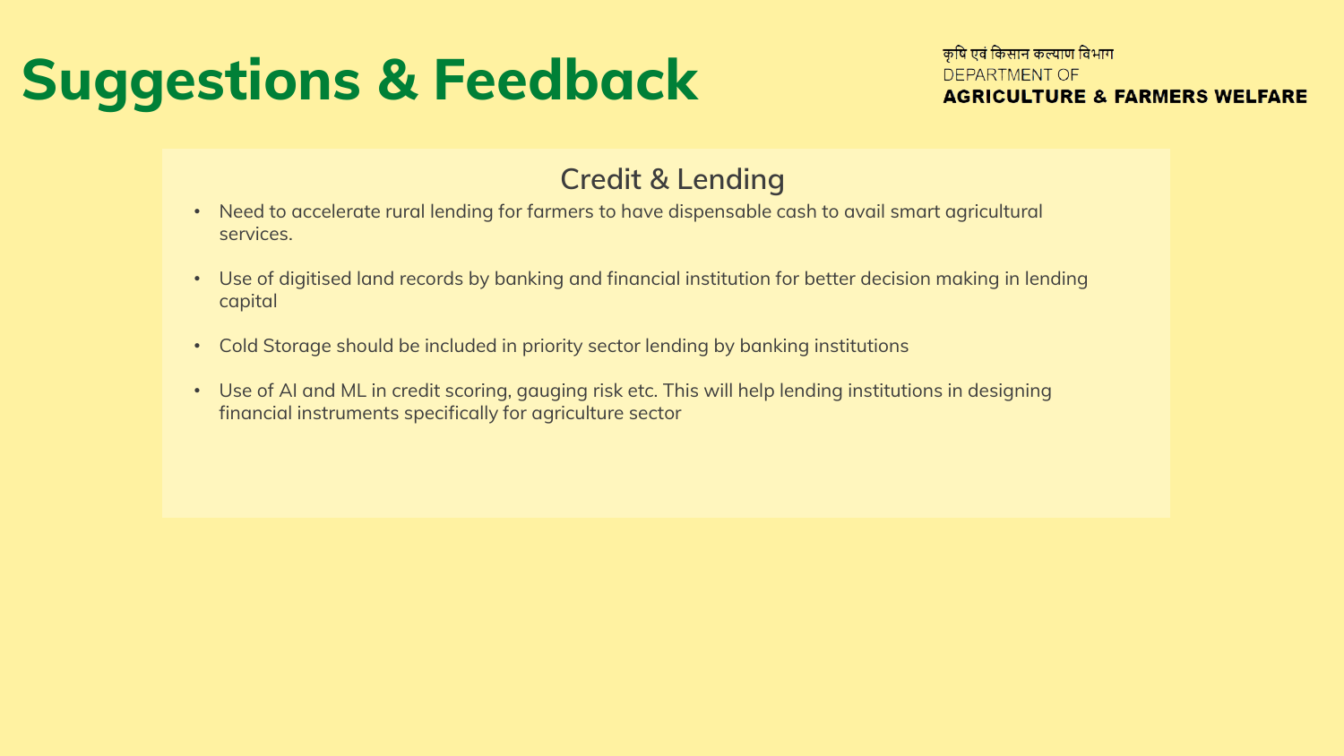# Suggestions & Feedback

कृषि एवं किसान कल्याण विभाग
DEPARTMENT OF
**AGRICULTURE & FARMERS WELFARE**

## Credit & Lending

- Need to accelerate rural lending for farmers to have dispensable cash to avail smart agricultural services.
- Use of digitised land records by banking and financial institution for better decision making in lending capital
- Cold Storage should be included in priority sector lending by banking institutions
- Use of AI and ML in credit scoring, gauging risk etc. This will help lending institutions in designing financial instruments specifically for agriculture sector